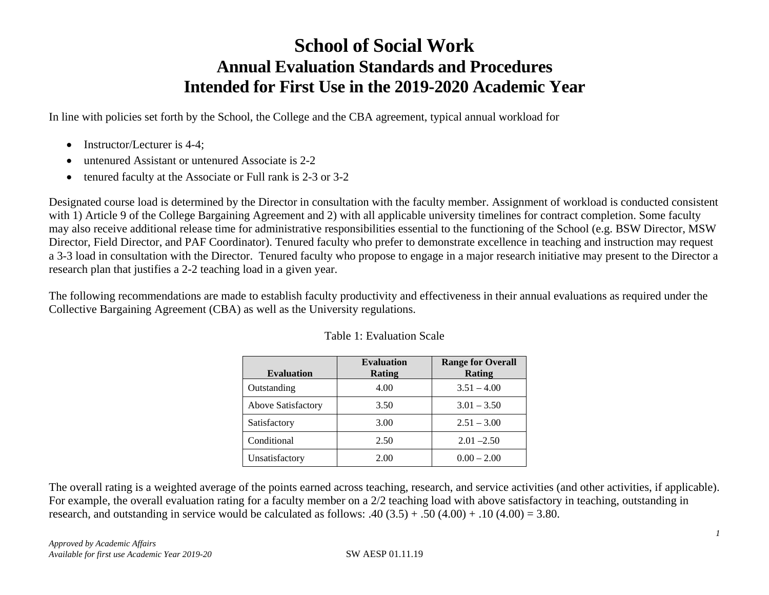# School of Social Work
## Annual Evaluation Standards and Procedures
## Intended for First Use in the 2019-2020 Academic Year

In line with policies set forth by the School, the College and the CBA agreement, typical annual workload for

- Instructor/Lecturer is 4-4;
- untenured Assistant or untenured Associate is 2-2
- tenured faculty at the Associate or Full rank is 2-3 or 3-2

Designated course load is determined by the Director in consultation with the faculty member. Assignment of workload is conducted consistent with 1) Article 9 of the College Bargaining Agreement and 2) with all applicable university timelines for contract completion. Some faculty may also receive additional release time for administrative responsibilities essential to the functioning of the School (e.g. BSW Director, MSW Director, Field Director, and PAF Coordinator). Tenured faculty who prefer to demonstrate excellence in teaching and instruction may request a 3-3 load in consultation with the Director. Tenured faculty who propose to engage in a major research initiative may present to the Director a research plan that justifies a 2-2 teaching load in a given year.

The following recommendations are made to establish faculty productivity and effectiveness in their annual evaluations as required under the Collective Bargaining Agreement (CBA) as well as the University regulations.

Table 1: Evaluation Scale

| Evaluation | Evaluation Rating | Range for Overall Rating |
|---|---|---|
| Outstanding | 4.00 | 3.51 – 4.00 |
| Above Satisfactory | 3.50 | 3.01 – 3.50 |
| Satisfactory | 3.00 | 2.51 – 3.00 |
| Conditional | 2.50 | 2.01 –2.50 |
| Unsatisfactory | 2.00 | 0.00 – 2.00 |

The overall rating is a weighted average of the points earned across teaching, research, and service activities (and other activities, if applicable). For example, the overall evaluation rating for a faculty member on a 2/2 teaching load with above satisfactory in teaching, outstanding in research, and outstanding in service would be calculated as follows: $.40\ (3.5) + .50\ (4.00) + .10\ (4.00) = 3.80$.

*Approved by Academic Affairs*
*Available for first use Academic Year 2019-20*

SW AESP 01.11.19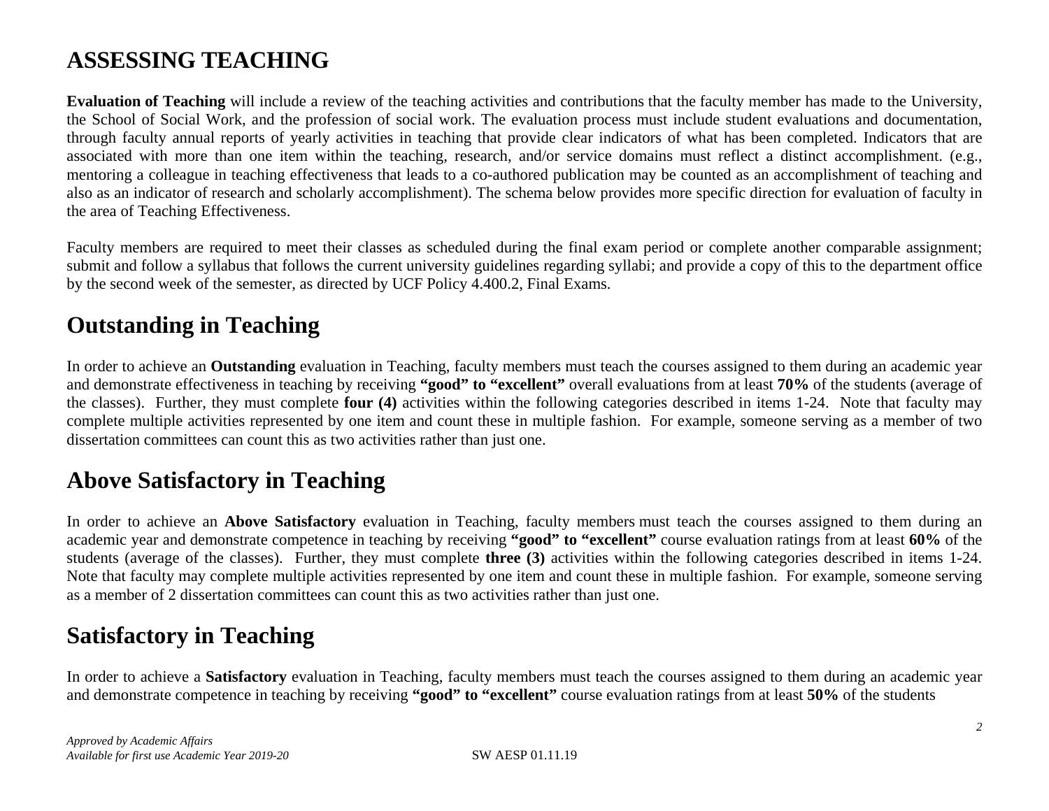# ASSESSING TEACHING

**Evaluation of Teaching** will include a review of the teaching activities and contributions that the faculty member has made to the University, the School of Social Work, and the profession of social work. The evaluation process must include student evaluations and documentation, through faculty annual reports of yearly activities in teaching that provide clear indicators of what has been completed. Indicators that are associated with more than one item within the teaching, research, and/or service domains must reflect a distinct accomplishment. (e.g., mentoring a colleague in teaching effectiveness that leads to a co-authored publication may be counted as an accomplishment of teaching and also as an indicator of research and scholarly accomplishment). The schema below provides more specific direction for evaluation of faculty in the area of Teaching Effectiveness.

Faculty members are required to meet their classes as scheduled during the final exam period or complete another comparable assignment; submit and follow a syllabus that follows the current university guidelines regarding syllabi; and provide a copy of this to the department office by the second week of the semester, as directed by UCF Policy 4.400.2, Final Exams.

# Outstanding in Teaching

In order to achieve an **Outstanding** evaluation in Teaching, faculty members must teach the courses assigned to them during an academic year and demonstrate effectiveness in teaching by receiving **"good" to "excellent"** overall evaluations from at least **70%** of the students (average of the classes). Further, they must complete **four (4)** activities within the following categories described in items 1-24. Note that faculty may complete multiple activities represented by one item and count these in multiple fashion. For example, someone serving as a member of two dissertation committees can count this as two activities rather than just one.

# Above Satisfactory in Teaching

In order to achieve an **Above Satisfactory** evaluation in Teaching, faculty members must teach the courses assigned to them during an academic year and demonstrate competence in teaching by receiving **"good" to "excellent"** course evaluation ratings from at least **60%** of the students (average of the classes). Further, they must complete **three (3)** activities within the following categories described in items 1-24. Note that faculty may complete multiple activities represented by one item and count these in multiple fashion. For example, someone serving as a member of 2 dissertation committees can count this as two activities rather than just one.

# Satisfactory in Teaching

In order to achieve a **Satisfactory** evaluation in Teaching, faculty members must teach the courses assigned to them during an academic year and demonstrate competence in teaching by receiving **"good" to "excellent"** course evaluation ratings from at least **50%** of the students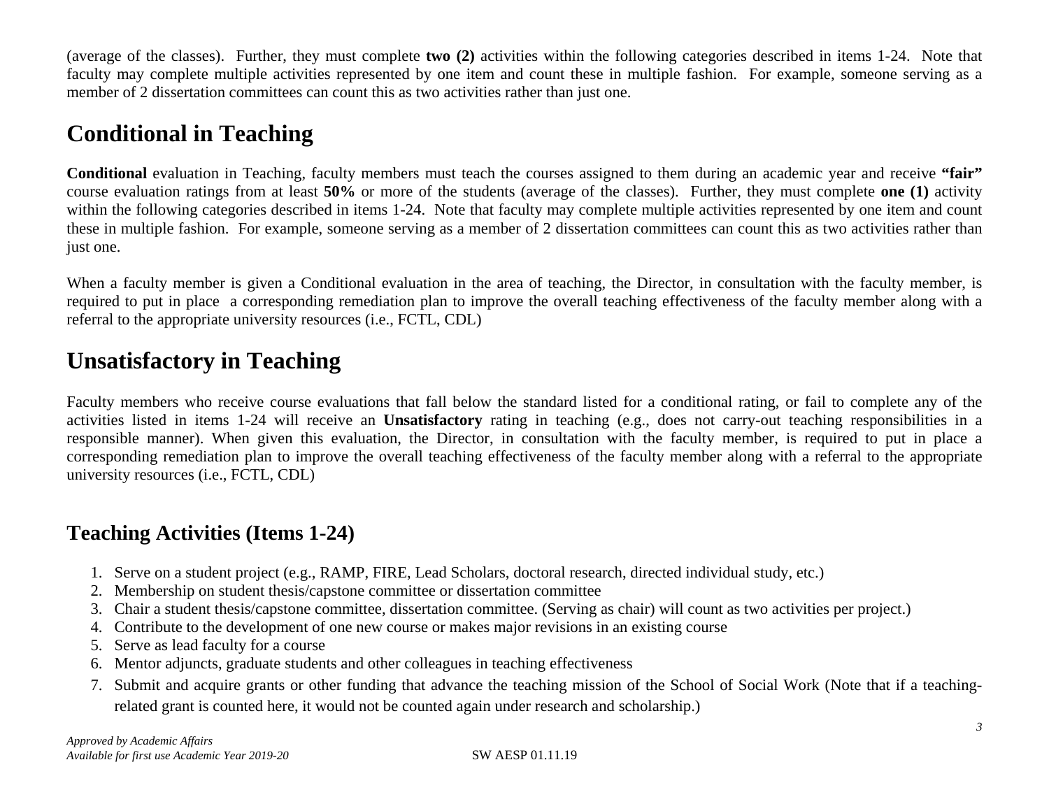(average of the classes). Further, they must complete **two (2)** activities within the following categories described in items 1-24. Note that faculty may complete multiple activities represented by one item and count these in multiple fashion. For example, someone serving as a member of 2 dissertation committees can count this as two activities rather than just one.

# Conditional in Teaching

**Conditional** evaluation in Teaching, faculty members must teach the courses assigned to them during an academic year and receive **"fair"** course evaluation ratings from at least **50%** or more of the students (average of the classes). Further, they must complete **one (1)** activity within the following categories described in items 1-24. Note that faculty may complete multiple activities represented by one item and count these in multiple fashion. For example, someone serving as a member of 2 dissertation committees can count this as two activities rather than just one.

When a faculty member is given a Conditional evaluation in the area of teaching, the Director, in consultation with the faculty member, is required to put in place a corresponding remediation plan to improve the overall teaching effectiveness of the faculty member along with a referral to the appropriate university resources (i.e., FCTL, CDL)

# Unsatisfactory in Teaching

Faculty members who receive course evaluations that fall below the standard listed for a conditional rating, or fail to complete any of the activities listed in items 1-24 will receive an **Unsatisfactory** rating in teaching (e.g., does not carry-out teaching responsibilities in a responsible manner). When given this evaluation, the Director, in consultation with the faculty member, is required to put in place a corresponding remediation plan to improve the overall teaching effectiveness of the faculty member along with a referral to the appropriate university resources (i.e., FCTL, CDL)

## Teaching Activities (Items 1-24)

1. Serve on a student project (e.g., RAMP, FIRE, Lead Scholars, doctoral research, directed individual study, etc.)
2. Membership on student thesis/capstone committee or dissertation committee
3. Chair a student thesis/capstone committee, dissertation committee. (Serving as chair) will count as two activities per project.)
4. Contribute to the development of one new course or makes major revisions in an existing course
5. Serve as lead faculty for a course
6. Mentor adjuncts, graduate students and other colleagues in teaching effectiveness
7. Submit and acquire grants or other funding that advance the teaching mission of the School of Social Work (Note that if a teaching-related grant is counted here, it would not be counted again under research and scholarship.)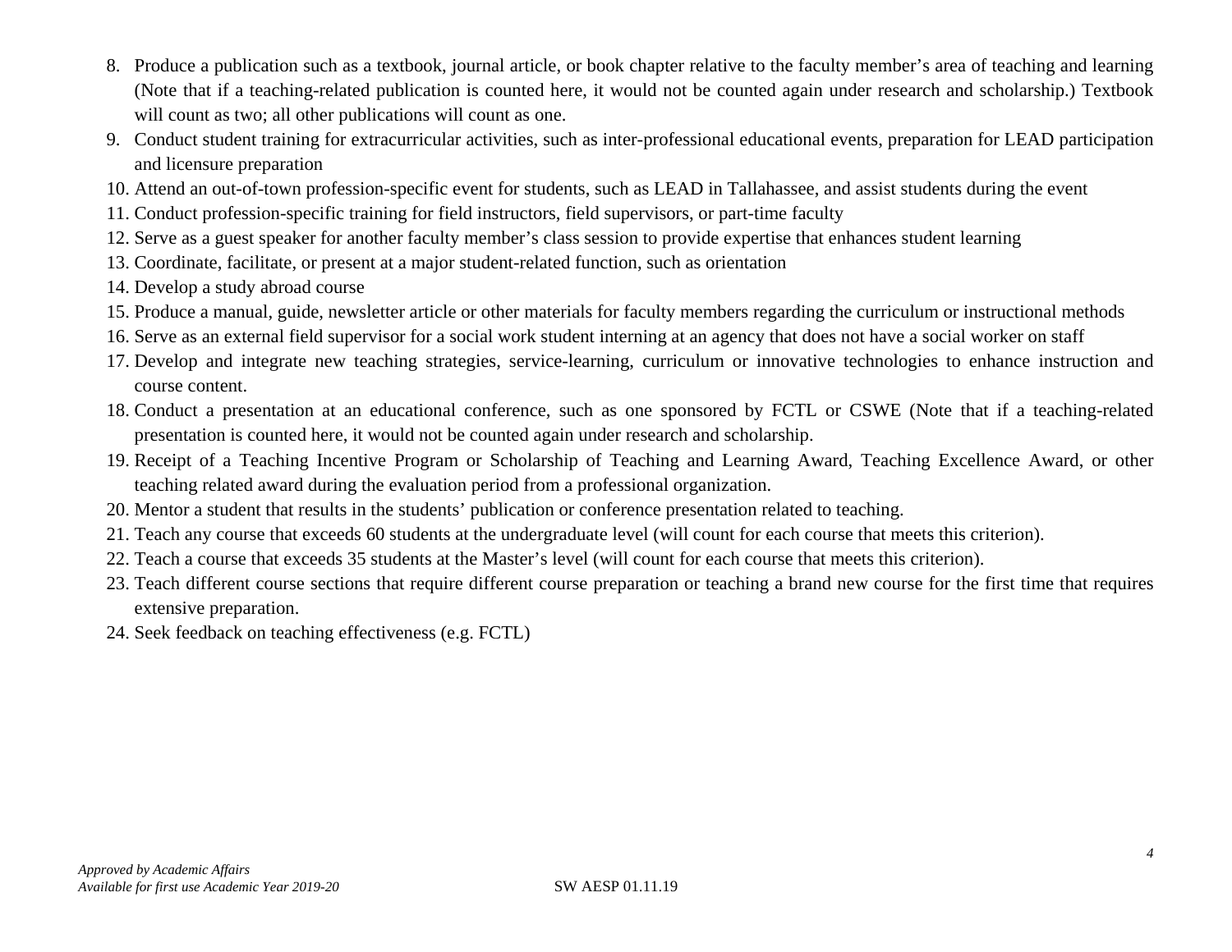8. Produce a publication such as a textbook, journal article, or book chapter relative to the faculty member's area of teaching and learning (Note that if a teaching-related publication is counted here, it would not be counted again under research and scholarship.) Textbook will count as two; all other publications will count as one.
9. Conduct student training for extracurricular activities, such as inter-professional educational events, preparation for LEAD participation and licensure preparation
10. Attend an out-of-town profession-specific event for students, such as LEAD in Tallahassee, and assist students during the event
11. Conduct profession-specific training for field instructors, field supervisors, or part-time faculty
12. Serve as a guest speaker for another faculty member's class session to provide expertise that enhances student learning
13. Coordinate, facilitate, or present at a major student-related function, such as orientation
14. Develop a study abroad course
15. Produce a manual, guide, newsletter article or other materials for faculty members regarding the curriculum or instructional methods
16. Serve as an external field supervisor for a social work student interning at an agency that does not have a social worker on staff
17. Develop and integrate new teaching strategies, service-learning, curriculum or innovative technologies to enhance instruction and course content.
18. Conduct a presentation at an educational conference, such as one sponsored by FCTL or CSWE (Note that if a teaching-related presentation is counted here, it would not be counted again under research and scholarship.
19. Receipt of a Teaching Incentive Program or Scholarship of Teaching and Learning Award, Teaching Excellence Award, or other teaching related award during the evaluation period from a professional organization.
20. Mentor a student that results in the students' publication or conference presentation related to teaching.
21. Teach any course that exceeds 60 students at the undergraduate level (will count for each course that meets this criterion).
22. Teach a course that exceeds 35 students at the Master's level (will count for each course that meets this criterion).
23. Teach different course sections that require different course preparation or teaching a brand new course for the first time that requires extensive preparation.
24. Seek feedback on teaching effectiveness (e.g. FCTL)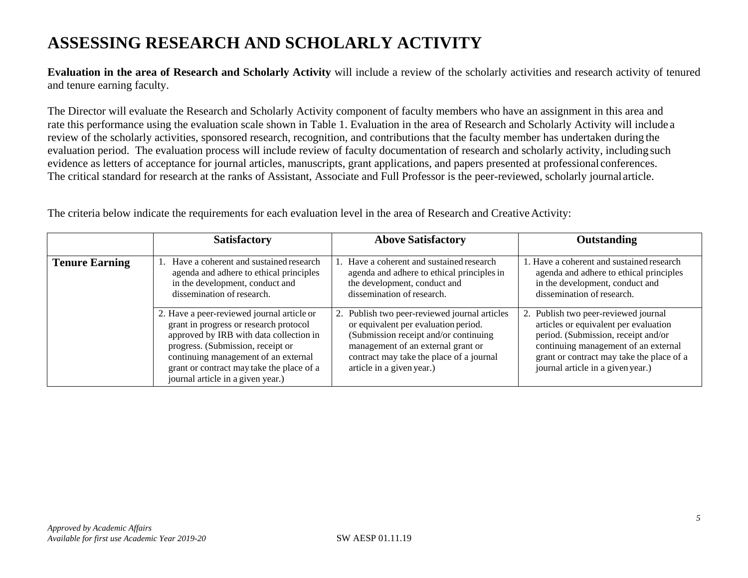# ASSESSING RESEARCH AND SCHOLARLY ACTIVITY

**Evaluation in the area of Research and Scholarly Activity** will include a review of the scholarly activities and research activity of tenured and tenure earning faculty.

The Director will evaluate the Research and Scholarly Activity component of faculty members who have an assignment in this area and rate this performance using the evaluation scale shown in Table 1. Evaluation in the area of Research and Scholarly Activity will include a review of the scholarly activities, sponsored research, recognition, and contributions that the faculty member has undertaken during the evaluation period. The evaluation process will include review of faculty documentation of research and scholarly activity, including such evidence as letters of acceptance for journal articles, manuscripts, grant applications, and papers presented at professional conferences. The critical standard for research at the ranks of Assistant, Associate and Full Professor is the peer-reviewed, scholarly journal article.

The criteria below indicate the requirements for each evaluation level in the area of Research and Creative Activity:

| | Satisfactory | Above Satisfactory | Outstanding |
|---|---|---|---|
| **Tenure Earning** | 1. Have a coherent and sustained research agenda and adhere to ethical principles in the development, conduct and dissemination of research. | 1. Have a coherent and sustained research agenda and adhere to ethical principles in the development, conduct and dissemination of research. | 1. Have a coherent and sustained research agenda and adhere to ethical principles in the development, conduct and dissemination of research. |
| | 2. Have a peer-reviewed journal article or grant in progress or research protocol approved by IRB with data collection in progress. (Submission, receipt or continuing management of an external grant or contract may take the place of a journal article in a given year.) | 2. Publish two peer-reviewed journal articles or equivalent per evaluation period. (Submission receipt and/or continuing management of an external grant or contract may take the place of a journal article in a given year.) | 2. Publish two peer-reviewed journal articles or equivalent per evaluation period. (Submission, receipt and/or continuing management of an external grant or contract may take the place of a journal article in a given year.) |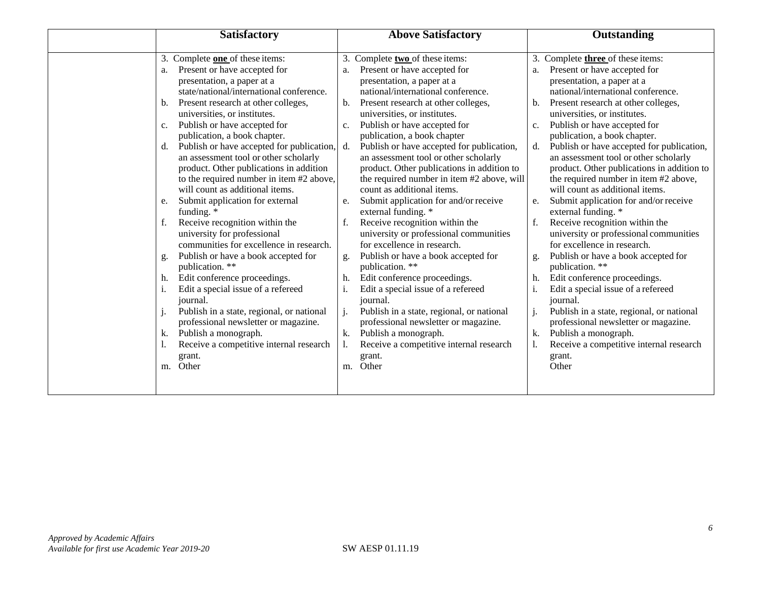| | Satisfactory | Above Satisfactory | Outstanding |
|---|---|---|---|
| | 3. Complete **one** of these items:<br>a. Present or have accepted for presentation, a paper at a state/national/international conference.<br>b. Present research at other colleges, universities, or institutes.<br>c. Publish or have accepted for publication, a book chapter.<br>d. Publish or have accepted for publication, an assessment tool or other scholarly product. Other publications in addition to the required number in item #2 above, will count as additional items.<br>e. Submit application for external funding. *<br>f. Receive recognition within the university for professional communities for excellence in research.<br>g. Publish or have a book accepted for publication. **<br>h. Edit conference proceedings.<br>i. Edit a special issue of a refereed journal.<br>j. Publish in a state, regional, or national professional newsletter or magazine.<br>k. Publish a monograph.<br>l. Receive a competitive internal research grant.<br>m. Other | 3. Complete **two** of these items:<br>a. Present or have accepted for presentation, a paper at a national/international conference.<br>b. Present research at other colleges, universities, or institutes.<br>c. Publish or have accepted for publication, a book chapter<br>d. Publish or have accepted for publication, an assessment tool or other scholarly product. Other publications in addition to the required number in item #2 above, will count as additional items.<br>e. Submit application for and/or receive external funding. *<br>f. Receive recognition within the university or professional communities for excellence in research.<br>g. Publish or have a book accepted for publication. **<br>h. Edit conference proceedings.<br>i. Edit a special issue of a refereed journal.<br>j. Publish in a state, regional, or national professional newsletter or magazine.<br>k. Publish a monograph.<br>l. Receive a competitive internal research grant.<br>m. Other | 3. Complete **three** of these items:<br>a. Present or have accepted for presentation, a paper at a national/international conference.<br>b. Present research at other colleges, universities, or institutes.<br>c. Publish or have accepted for publication, a book chapter.<br>d. Publish or have accepted for publication, an assessment tool or other scholarly product. Other publications in addition to the required number in item #2 above, will count as additional items.<br>e. Submit application for and/or receive external funding. *<br>f. Receive recognition within the university or professional communities for excellence in research.<br>g. Publish or have a book accepted for publication. **<br>h. Edit conference proceedings.<br>i. Edit a special issue of a refereed journal.<br>j. Publish in a state, regional, or national professional newsletter or magazine.<br>k. Publish a monograph.<br>l. Receive a competitive internal research grant.<br>Other |

*Approved by Academic Affairs*
*Available for first use Academic Year 2019-20*

SW AESP 01.11.19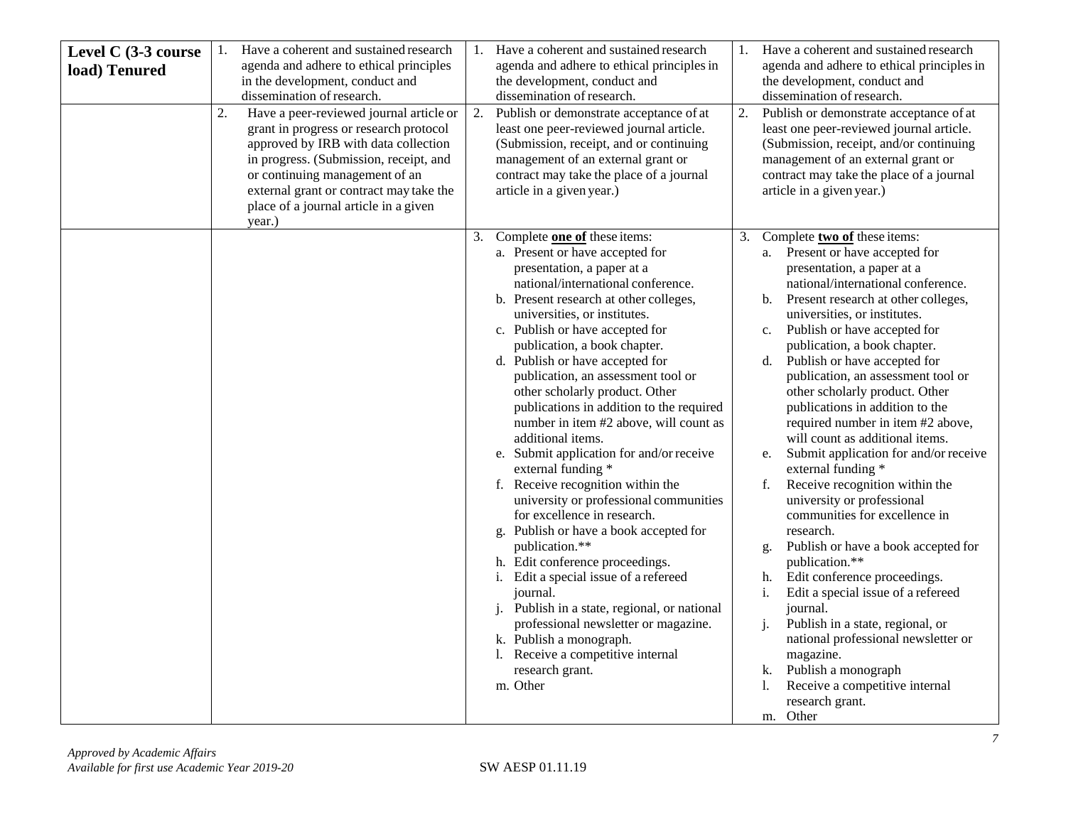| Level C (3-3 course load) Tenured | | | |
|---|---|---|---|
| | 1. Have a coherent and sustained research agenda and adhere to ethical principles in the development, conduct and dissemination of research. | 1. Have a coherent and sustained research agenda and adhere to ethical principles in the development, conduct and dissemination of research. | 1. Have a coherent and sustained research agenda and adhere to ethical principles in the development, conduct and dissemination of research. |
| | 2. Have a peer-reviewed journal article or grant in progress or research protocol approved by IRB with data collection in progress. (Submission, receipt, and or continuing management of an external grant or contract may take the place of a journal article in a given year.) | 2. Publish or demonstrate acceptance of at least one peer-reviewed journal article. (Submission, receipt, and/or continuing management of an external grant or contract may take the place of a journal article in a given year.) | 2. Publish or demonstrate acceptance of at least one peer-reviewed journal article. (Submission, receipt, and/or continuing management of an external grant or contract may take the place of a journal article in a given year.) |
| | | 3. Complete **one of** these items:<br>a. Present or have accepted for presentation, a paper at a national/international conference.<br>b. Present research at other colleges, universities, or institutes.<br>c. Publish or have accepted for publication, a book chapter.<br>d. Publish or have accepted for publication, an assessment tool or other scholarly product. Other publications in addition to the required number in item #2 above, will count as additional items.<br>e. Submit application for and/or receive external funding *<br>f. Receive recognition within the university or professional communities for excellence in research.<br>g. Publish or have a book accepted for publication.**<br>h. Edit conference proceedings.<br>i. Edit a special issue of a refereed journal.<br>j. Publish in a state, regional, or national professional newsletter or magazine.<br>k. Publish a monograph.<br>l. Receive a competitive internal research grant.<br>m. Other | 3. Complete **two of** these items:<br>a. Present or have accepted for presentation, a paper at a national/international conference.<br>b. Present research at other colleges, universities, or institutes.<br>c. Publish or have accepted for publication, a book chapter.<br>d. Publish or have accepted for publication, an assessment tool or other scholarly product. Other publications in addition to the required number in item #2 above, will count as additional items.<br>e. Submit application for and/or receive external funding *<br>f. Receive recognition within the university or professional communities for excellence in research.<br>g. Publish or have a book accepted for publication.**<br>h. Edit conference proceedings.<br>i. Edit a special issue of a refereed journal.<br>j. Publish in a state, regional, or national professional newsletter or magazine.<br>k. Publish a monograph<br>l. Receive a competitive internal research grant.<br>m. Other |

*Approved by Academic Affairs*
*Available for first use Academic Year 2019-20*

SW AESP 01.11.19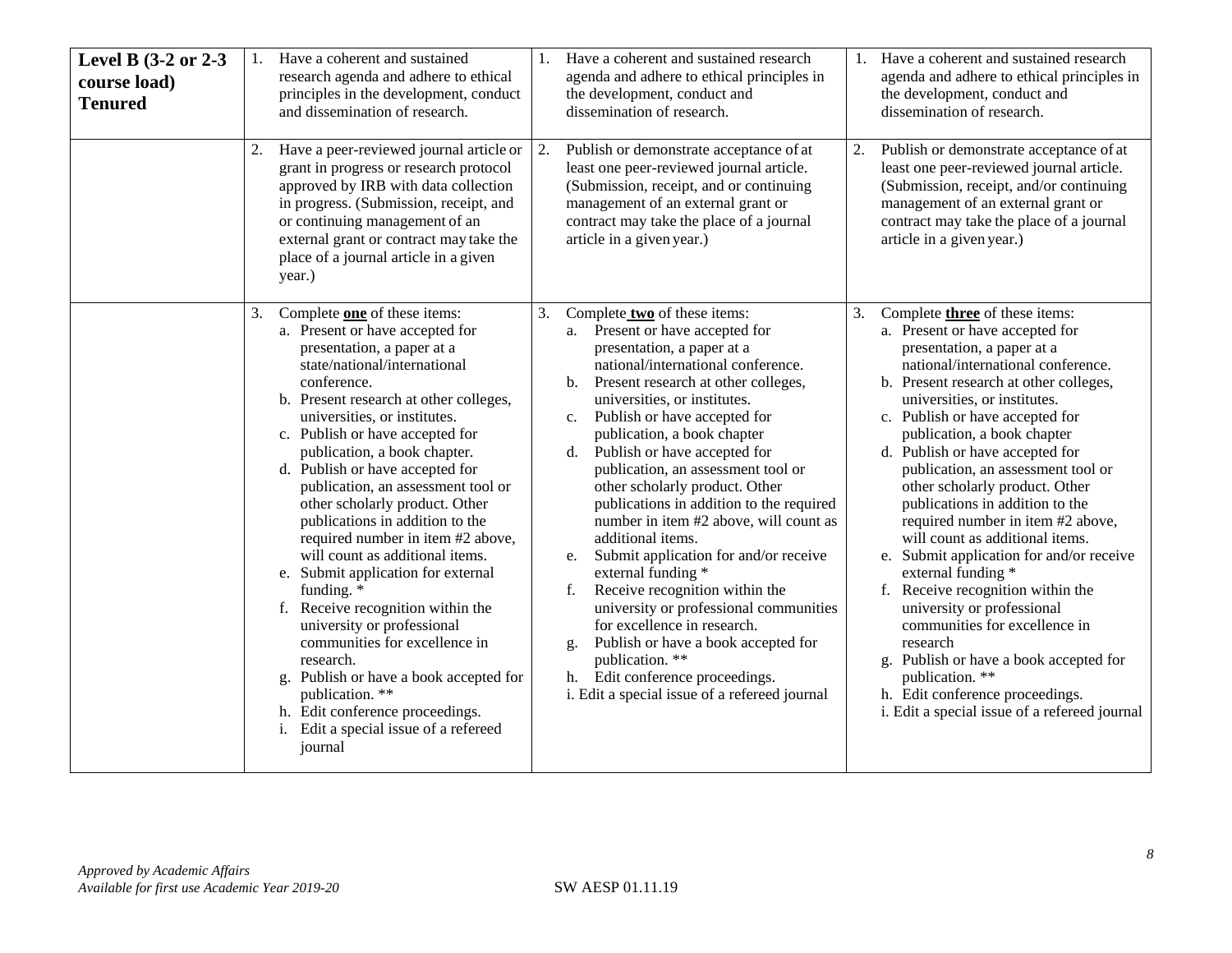| **Level B (3-2 or 2-3 course load) Tenured** | 1. Have a coherent and sustained research agenda and adhere to ethical principles in the development, conduct and dissemination of research. | 1. Have a coherent and sustained research agenda and adhere to ethical principles in the development, conduct and dissemination of research. | 1. Have a coherent and sustained research agenda and adhere to ethical principles in the development, conduct and dissemination of research. |
|---|---|---|---|
| | 2. Have a peer-reviewed journal article or grant in progress or research protocol approved by IRB with data collection in progress. (Submission, receipt, and or continuing management of an external grant or contract may take the place of a journal article in a given year.) | 2. Publish or demonstrate acceptance of at least one peer-reviewed journal article. (Submission, receipt, and or continuing management of an external grant or contract may take the place of a journal article in a given year.) | 2. Publish or demonstrate acceptance of at least one peer-reviewed journal article. (Submission, receipt, and/or continuing management of an external grant or contract may take the place of a journal article in a given year.) |
| | 3. Complete **<u>one</u>** of these items:<br>a. Present or have accepted for presentation, a paper at a state/national/international conference.<br>b. Present research at other colleges, universities, or institutes.<br>c. Publish or have accepted for publication, a book chapter.<br>d. Publish or have accepted for publication, an assessment tool or other scholarly product. Other publications in addition to the required number in item #2 above, will count as additional items.<br>e. Submit application for external funding. *<br>f. Receive recognition within the university or professional communities for excellence in research.<br>g. Publish or have a book accepted for publication. **<br>h. Edit conference proceedings.<br>i. Edit a special issue of a refereed journal | 3. Complete **<u>two</u>** of these items:<br>a. Present or have accepted for presentation, a paper at a national/international conference.<br>b. Present research at other colleges, universities, or institutes.<br>c. Publish or have accepted for publication, a book chapter<br>d. Publish or have accepted for publication, an assessment tool or other scholarly product. Other publications in addition to the required number in item #2 above, will count as additional items.<br>e. Submit application for and/or receive external funding *<br>f. Receive recognition within the university or professional communities for excellence in research.<br>g. Publish or have a book accepted for publication. **<br>h. Edit conference proceedings.<br>i. Edit a special issue of a refereed journal | 3. Complete **<u>three</u>** of these items:<br>a. Present or have accepted for presentation, a paper at a national/international conference.<br>b. Present research at other colleges, universities, or institutes.<br>c. Publish or have accepted for publication, a book chapter<br>d. Publish or have accepted for publication, an assessment tool or other scholarly product. Other publications in addition to the required number in item #2 above, will count as additional items.<br>e. Submit application for and/or receive external funding *<br>f. Receive recognition within the university or professional communities for excellence in research<br>g. Publish or have a book accepted for publication. **<br>h. Edit conference proceedings.<br>i. Edit a special issue of a refereed journal |

*Approved by Academic Affairs*
*Available for first use Academic Year 2019-20*

SW AESP 01.11.19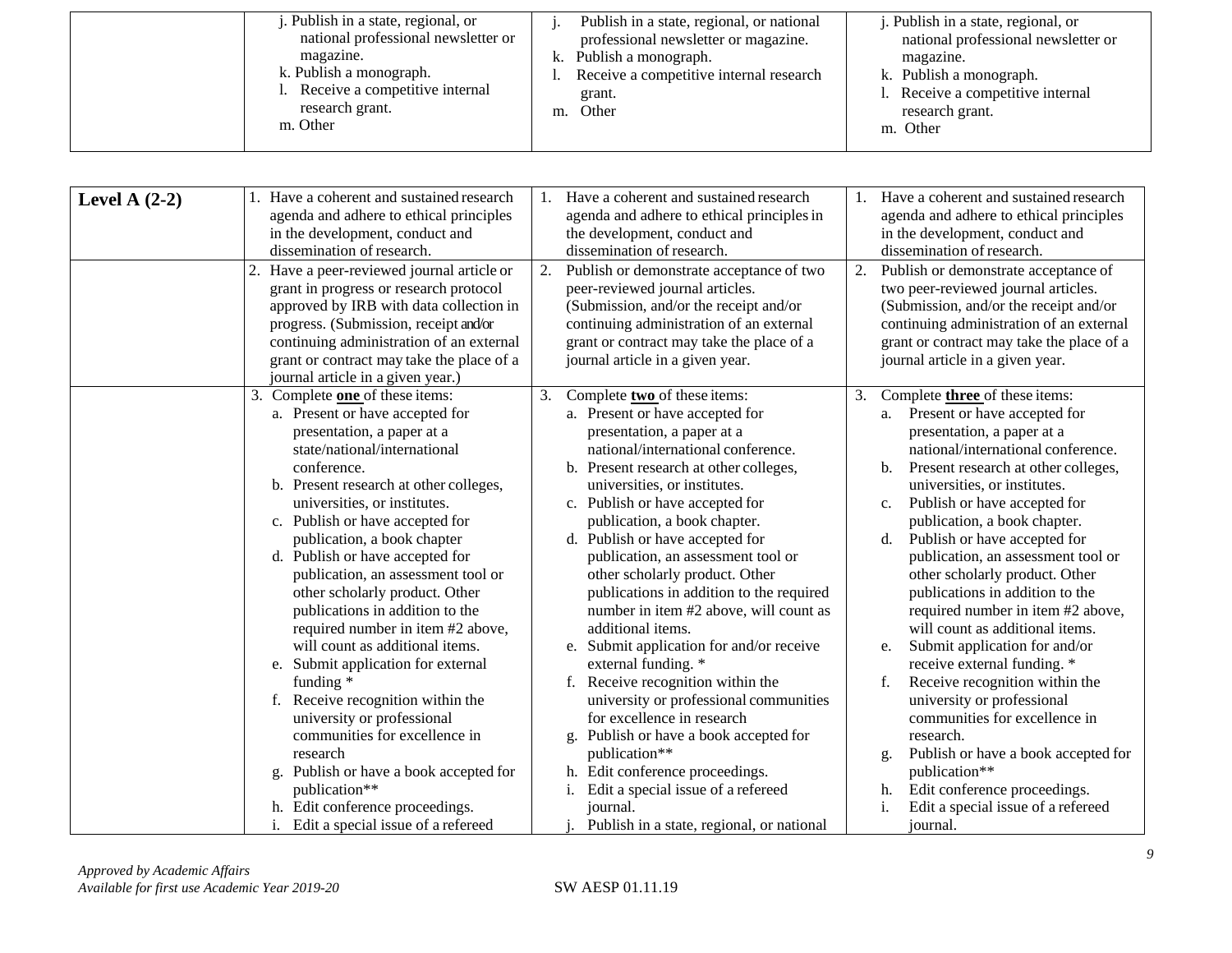| | | | |
|---|---|---|---|
| | j. Publish in a state, regional, or national professional newsletter or magazine.<br>k. Publish a monograph.<br>l. Receive a competitive internal research grant.<br>m. Other | j. Publish in a state, regional, or national professional newsletter or magazine.<br>k. Publish a monograph.<br>l. Receive a competitive internal research grant.<br>m. Other | j. Publish in a state, regional, or national professional newsletter or magazine.<br>k. Publish a monograph.<br>l. Receive a competitive internal research grant.<br>m. Other |

| | | | |
|---|---|---|---|
| **Level A (2-2)** | 1. Have a coherent and sustained research agenda and adhere to ethical principles in the development, conduct and dissemination of research. | 1. Have a coherent and sustained research agenda and adhere to ethical principles in the development, conduct and dissemination of research. | 1. Have a coherent and sustained research agenda and adhere to ethical principles in the development, conduct and dissemination of research. |
| | 2. Have a peer-reviewed journal article or grant in progress or research protocol approved by IRB with data collection in progress. (Submission, receipt and/or continuing administration of an external grant or contract may take the place of a journal article in a given year.) | 2. Publish or demonstrate acceptance of two peer-reviewed journal articles. (Submission, and/or the receipt and/or continuing administration of an external grant or contract may take the place of a journal article in a given year. | 2. Publish or demonstrate acceptance of two peer-reviewed journal articles. (Submission, and/or the receipt and/or continuing administration of an external grant or contract may take the place of a journal article in a given year. |
| | 3. Complete **one** of these items:<br>a. Present or have accepted for presentation, a paper at a state/national/international conference.<br>b. Present research at other colleges, universities, or institutes.<br>c. Publish or have accepted for publication, a book chapter<br>d. Publish or have accepted for publication, an assessment tool or other scholarly product. Other publications in addition to the required number in item #2 above, will count as additional items.<br>e. Submit application for external funding *<br>f. Receive recognition within the university or professional communities for excellence in research<br>g. Publish or have a book accepted for publication**<br>h. Edit conference proceedings.<br>i. Edit a special issue of a refereed | 3. Complete **two** of these items:<br>a. Present or have accepted for presentation, a paper at a national/international conference.<br>b. Present research at other colleges, universities, or institutes.<br>c. Publish or have accepted for publication, a book chapter.<br>d. Publish or have accepted for publication, an assessment tool or other scholarly product. Other publications in addition to the required number in item #2 above, will count as additional items.<br>e. Submit application for and/or receive external funding. *<br>f. Receive recognition within the university or professional communities for excellence in research<br>g. Publish or have a book accepted for publication**<br>h. Edit conference proceedings.<br>i. Edit a special issue of a refereed journal.<br>j. Publish in a state, regional, or national | 3. Complete **three** of these items:<br>a. Present or have accepted for presentation, a paper at a national/international conference.<br>b. Present research at other colleges, universities, or institutes.<br>c. Publish or have accepted for publication, a book chapter.<br>d. Publish or have accepted for publication, an assessment tool or other scholarly product. Other publications in addition to the required number in item #2 above, will count as additional items.<br>e. Submit application for and/or receive external funding. *<br>f. Receive recognition within the university or professional communities for excellence in research.<br>g. Publish or have a book accepted for publication**<br>h. Edit conference proceedings.<br>i. Edit a special issue of a refereed journal. |

*Approved by Academic Affairs*
*Available for first use Academic Year 2019-20*

SW AESP 01.11.19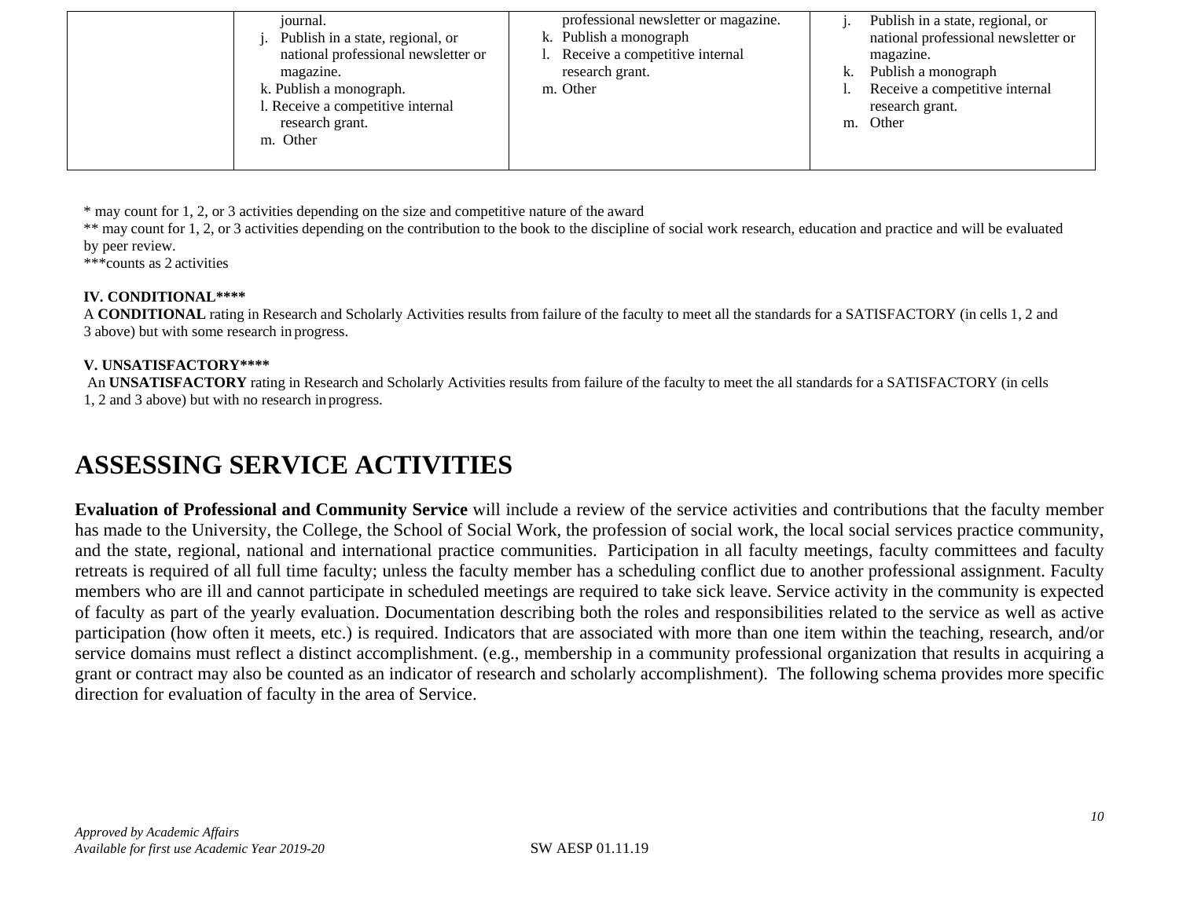| | journal.<br>j. Publish in a state, regional, or national professional newsletter or magazine.<br>k. Publish a monograph.<br>l. Receive a competitive internal research grant.<br>m. Other | professional newsletter or magazine.<br>k. Publish a monograph<br>l. Receive a competitive internal research grant.<br>m. Other | j. Publish in a state, regional, or national professional newsletter or magazine.<br>k. Publish a monograph<br>l. Receive a competitive internal research grant.<br>m. Other |
|---|---|---|---|

* may count for 1, 2, or 3 activities depending on the size and competitive nature of the award

** may count for 1, 2, or 3 activities depending on the contribution to the book to the discipline of social work research, education and practice and will be evaluated by peer review.

***counts as 2 activities

**IV. CONDITIONAL******

A **CONDITIONAL** rating in Research and Scholarly Activities results from failure of the faculty to meet all the standards for a SATISFACTORY (in cells 1, 2 and 3 above) but with some research in progress.

**V. UNSATISFACTORY******

An **UNSATISFACTORY** rating in Research and Scholarly Activities results from failure of the faculty to meet the all standards for a SATISFACTORY (in cells 1, 2 and 3 above) but with no research in progress.

# ASSESSING SERVICE ACTIVITIES

**Evaluation of Professional and Community Service** will include a review of the service activities and contributions that the faculty member has made to the University, the College, the School of Social Work, the profession of social work, the local social services practice community, and the state, regional, national and international practice communities. Participation in all faculty meetings, faculty committees and faculty retreats is required of all full time faculty; unless the faculty member has a scheduling conflict due to another professional assignment. Faculty members who are ill and cannot participate in scheduled meetings are required to take sick leave. Service activity in the community is expected of faculty as part of the yearly evaluation. Documentation describing both the roles and responsibilities related to the service as well as active participation (how often it meets, etc.) is required. Indicators that are associated with more than one item within the teaching, research, and/or service domains must reflect a distinct accomplishment. (e.g., membership in a community professional organization that results in acquiring a grant or contract may also be counted as an indicator of research and scholarly accomplishment). The following schema provides more specific direction for evaluation of faculty in the area of Service.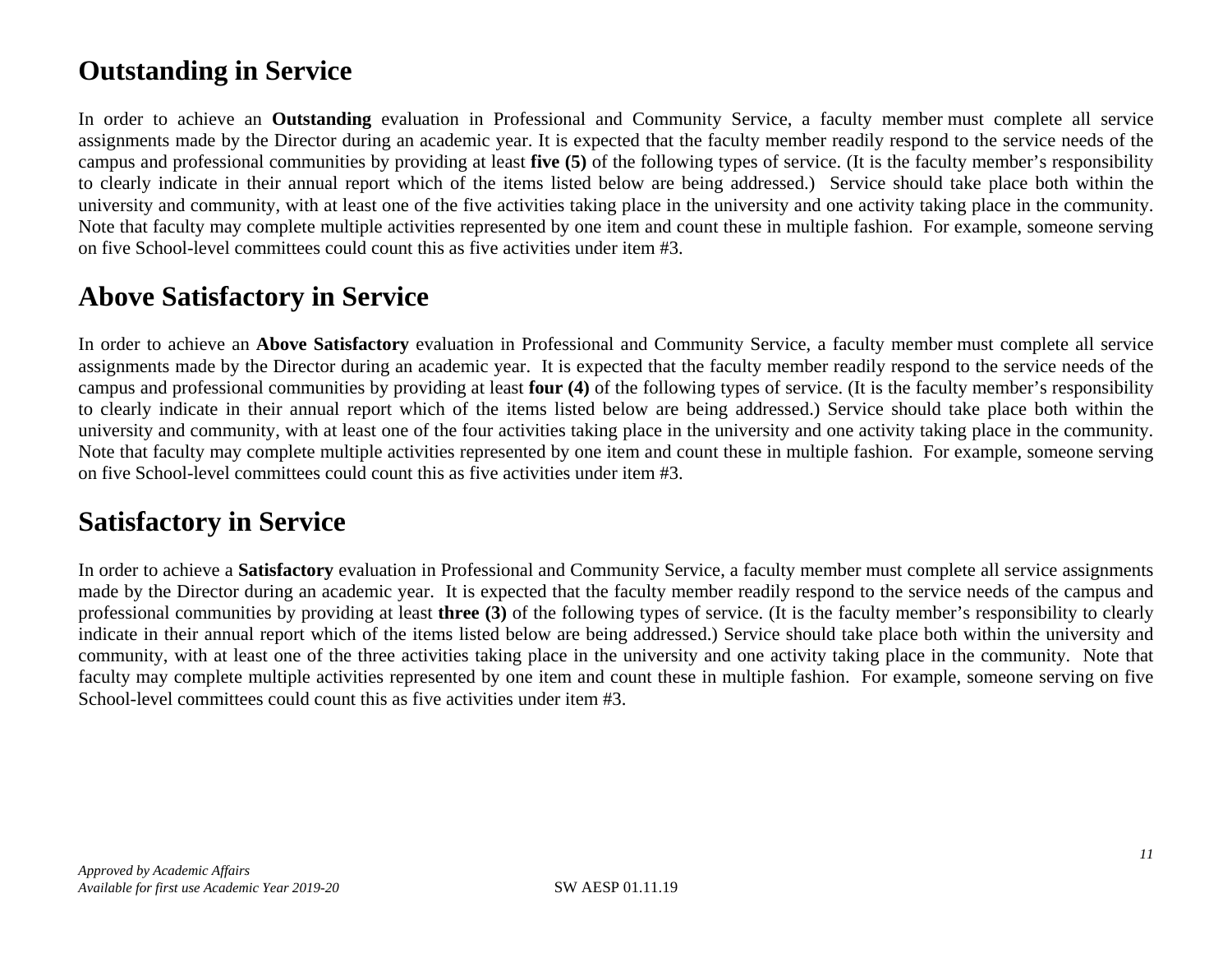# Outstanding in Service

In order to achieve an **Outstanding** evaluation in Professional and Community Service, a faculty member must complete all service assignments made by the Director during an academic year. It is expected that the faculty member readily respond to the service needs of the campus and professional communities by providing at least **five (5)** of the following types of service. (It is the faculty member's responsibility to clearly indicate in their annual report which of the items listed below are being addressed.) Service should take place both within the university and community, with at least one of the five activities taking place in the university and one activity taking place in the community. Note that faculty may complete multiple activities represented by one item and count these in multiple fashion. For example, someone serving on five School-level committees could count this as five activities under item #3.

# Above Satisfactory in Service

In order to achieve an **Above Satisfactory** evaluation in Professional and Community Service, a faculty member must complete all service assignments made by the Director during an academic year. It is expected that the faculty member readily respond to the service needs of the campus and professional communities by providing at least **four (4)** of the following types of service. (It is the faculty member's responsibility to clearly indicate in their annual report which of the items listed below are being addressed.) Service should take place both within the university and community, with at least one of the four activities taking place in the university and one activity taking place in the community. Note that faculty may complete multiple activities represented by one item and count these in multiple fashion. For example, someone serving on five School-level committees could count this as five activities under item #3.

# Satisfactory in Service

In order to achieve a **Satisfactory** evaluation in Professional and Community Service, a faculty member must complete all service assignments made by the Director during an academic year. It is expected that the faculty member readily respond to the service needs of the campus and professional communities by providing at least **three (3)** of the following types of service. (It is the faculty member's responsibility to clearly indicate in their annual report which of the items listed below are being addressed.) Service should take place both within the university and community, with at least one of the three activities taking place in the university and one activity taking place in the community. Note that faculty may complete multiple activities represented by one item and count these in multiple fashion. For example, someone serving on five School-level committees could count this as five activities under item #3.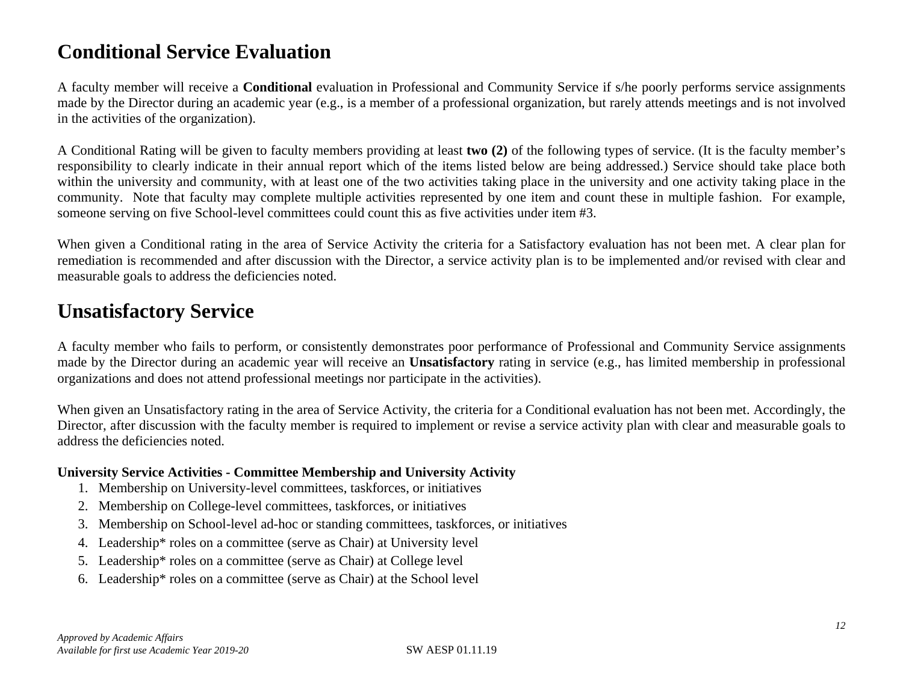## Conditional Service Evaluation

A faculty member will receive a **Conditional** evaluation in Professional and Community Service if s/he poorly performs service assignments made by the Director during an academic year (e.g., is a member of a professional organization, but rarely attends meetings and is not involved in the activities of the organization).

A Conditional Rating will be given to faculty members providing at least **two (2)** of the following types of service. (It is the faculty member's responsibility to clearly indicate in their annual report which of the items listed below are being addressed.) Service should take place both within the university and community, with at least one of the two activities taking place in the university and one activity taking place in the community. Note that faculty may complete multiple activities represented by one item and count these in multiple fashion. For example, someone serving on five School-level committees could count this as five activities under item #3.

When given a Conditional rating in the area of Service Activity the criteria for a Satisfactory evaluation has not been met. A clear plan for remediation is recommended and after discussion with the Director, a service activity plan is to be implemented and/or revised with clear and measurable goals to address the deficiencies noted.

## Unsatisfactory Service

A faculty member who fails to perform, or consistently demonstrates poor performance of Professional and Community Service assignments made by the Director during an academic year will receive an **Unsatisfactory** rating in service (e.g., has limited membership in professional organizations and does not attend professional meetings nor participate in the activities).

When given an Unsatisfactory rating in the area of Service Activity, the criteria for a Conditional evaluation has not been met. Accordingly, the Director, after discussion with the faculty member is required to implement or revise a service activity plan with clear and measurable goals to address the deficiencies noted.

**University Service Activities - Committee Membership and University Activity**

1. Membership on University-level committees, taskforces, or initiatives
2. Membership on College-level committees, taskforces, or initiatives
3. Membership on School-level ad-hoc or standing committees, taskforces, or initiatives
4. Leadership* roles on a committee (serve as Chair) at University level
5. Leadership* roles on a committee (serve as Chair) at College level
6. Leadership* roles on a committee (serve as Chair) at the School level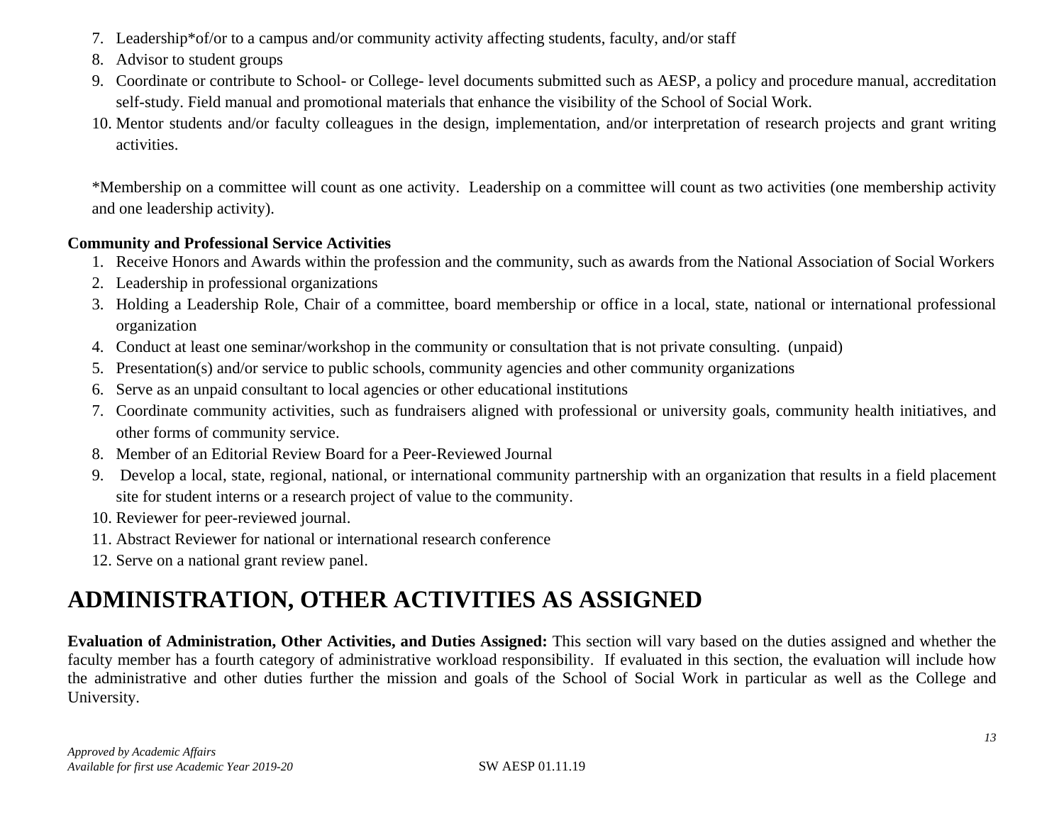7. Leadership*of/or to a campus and/or community activity affecting students, faculty, and/or staff
8. Advisor to student groups
9. Coordinate or contribute to School- or College- level documents submitted such as AESP, a policy and procedure manual, accreditation self-study. Field manual and promotional materials that enhance the visibility of the School of Social Work.
10. Mentor students and/or faculty colleagues in the design, implementation, and/or interpretation of research projects and grant writing activities.

*Membership on a committee will count as one activity. Leadership on a committee will count as two activities (one membership activity and one leadership activity).

**Community and Professional Service Activities**

1. Receive Honors and Awards within the profession and the community, such as awards from the National Association of Social Workers
2. Leadership in professional organizations
3. Holding a Leadership Role, Chair of a committee, board membership or office in a local, state, national or international professional organization
4. Conduct at least one seminar/workshop in the community or consultation that is not private consulting. (unpaid)
5. Presentation(s) and/or service to public schools, community agencies and other community organizations
6. Serve as an unpaid consultant to local agencies or other educational institutions
7. Coordinate community activities, such as fundraisers aligned with professional or university goals, community health initiatives, and other forms of community service.
8. Member of an Editorial Review Board for a Peer-Reviewed Journal
9. Develop a local, state, regional, national, or international community partnership with an organization that results in a field placement site for student interns or a research project of value to the community.
10. Reviewer for peer-reviewed journal.
11. Abstract Reviewer for national or international research conference
12. Serve on a national grant review panel.

# ADMINISTRATION, OTHER ACTIVITIES AS ASSIGNED

**Evaluation of Administration, Other Activities, and Duties Assigned:** This section will vary based on the duties assigned and whether the faculty member has a fourth category of administrative workload responsibility. If evaluated in this section, the evaluation will include how the administrative and other duties further the mission and goals of the School of Social Work in particular as well as the College and University.